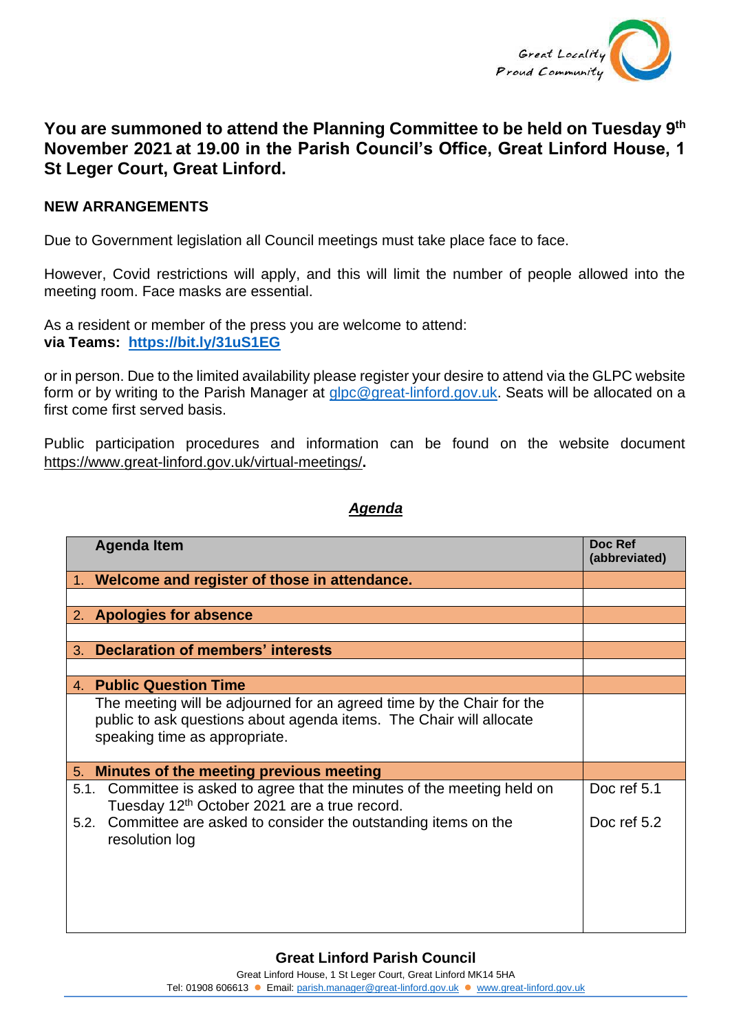## You are summoned to attend the Planning Committee to be held on Tuesday 9th November 2021 at 19.00 in the Parish Council's Office, Great Linford House, 1 St Leger Court, Great Linford.

**NEW ARRANGEMENTS**

Due to Government legislation all Council meetings must take place face to face.

However, Covid restrictions will apply, and this will limit the number of people allowed into the meeting room. Face masks are essential.

As a resident or member of the press you are welcome to attend:
**via Teams: https://bit.ly/31uS1EG**

or in person. Due to the limited availability please register your desire to attend via the GLPC website form or by writing to the Parish Manager at glpc@great-linford.gov.uk. Seats will be allocated on a first come first served basis.

Public participation procedures and information can be found on the website document https://www.great-linford.gov.uk/virtual-meetings/.

***Agenda***

| Agenda Item | Doc Ref (abbreviated) |
|---|---|
| 1. **Welcome and register of those in attendance.** | |
| | |
| 2. **Apologies for absence** | |
| | |
| 3. **Declaration of members' interests** | |
| | |
| 4. **Public Question Time** | |
| The meeting will be adjourned for an agreed time by the Chair for the public to ask questions about agenda items. The Chair will allocate speaking time as appropriate. | |
| 5. **Minutes of the meeting previous meeting** | |
| 5.1. Committee is asked to agree that the minutes of the meeting held on Tuesday 12th October 2021 are a true record. | Doc ref 5.1 |
| 5.2. Committee are asked to consider the outstanding items on the resolution log | Doc ref 5.2 |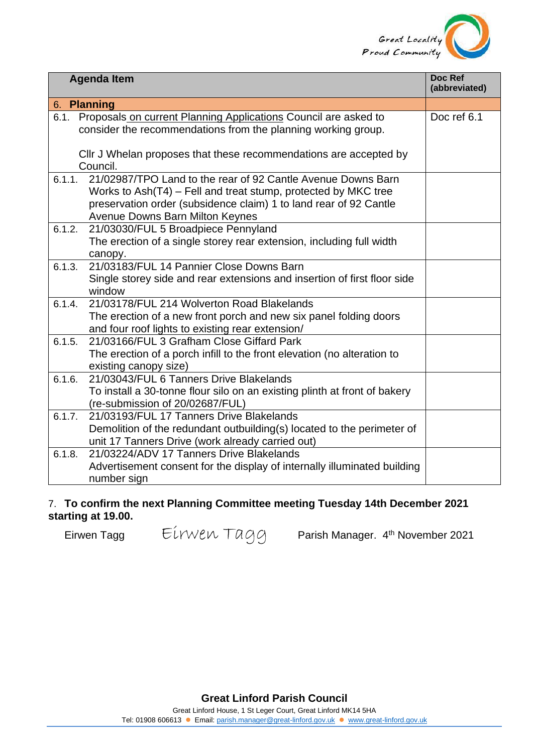| Agenda Item | Doc Ref (abbreviated) |
| --- | --- |
| 6. **Planning** | |
| 6.1. Proposals on current Planning Applications Council are asked to consider the recommendations from the planning working group.<br><br>Cllr J Whelan proposes that these recommendations are accepted by Council. | Doc ref 6.1 |
| 6.1.1. 21/02987/TPO Land to the rear of 92 Cantle Avenue Downs Barn Works to Ash(T4) – Fell and treat stump, protected by MKC tree preservation order (subsidence claim) 1 to land rear of 92 Cantle Avenue Downs Barn Milton Keynes | |
| 6.1.2. 21/03030/FUL 5 Broadpiece Pennyland The erection of a single storey rear extension, including full width canopy. | |
| 6.1.3. 21/03183/FUL 14 Pannier Close Downs Barn Single storey side and rear extensions and insertion of first floor side window | |
| 6.1.4. 21/03178/FUL 214 Wolverton Road Blakelands The erection of a new front porch and new six panel folding doors and four roof lights to existing rear extension/ | |
| 6.1.5. 21/03166/FUL 3 Grafham Close Giffard Park The erection of a porch infill to the front elevation (no alteration to existing canopy size) | |
| 6.1.6. 21/03043/FUL 6 Tanners Drive Blakelands To install a 30-tonne flour silo on an existing plinth at front of bakery (re-submission of 20/02687/FUL) | |
| 6.1.7. 21/03193/FUL 17 Tanners Drive Blakelands Demolition of the redundant outbuilding(s) located to the perimeter of unit 17 Tanners Drive (work already carried out) | |
| 6.1.8. 21/03224/ADV 17 Tanners Drive Blakelands Advertisement consent for the display of internally illuminated building number sign | |

7. **To confirm the next Planning Committee meeting Tuesday 14th December 2021 starting at 19.00.**

Eirwen Tagg    *Eirwen Tagg*    Parish Manager. 4th November 2021

**Great Linford Parish Council**

Great Linford House, 1 St Leger Court, Great Linford MK14 5HA

Tel: 01908 606613 ● Email: parish.manager@great-linford.gov.uk ● www.great-linford.gov.uk